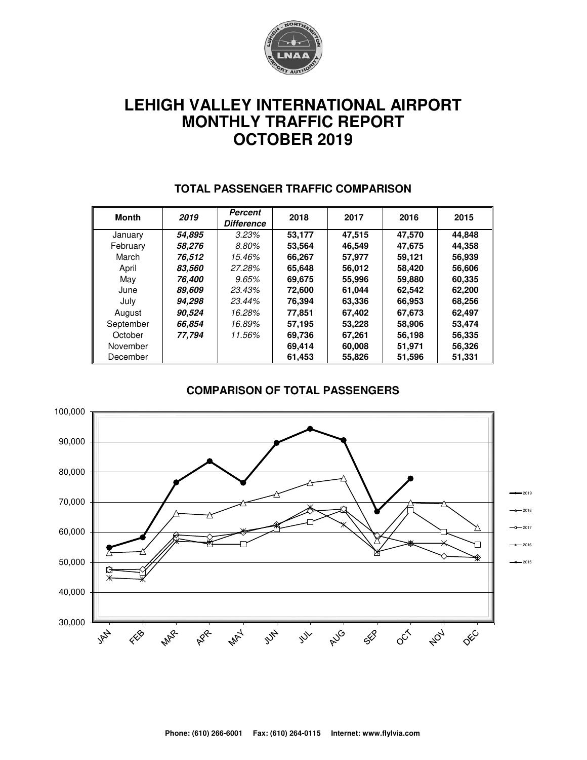# LEHIGH VALLEY INTERNATIONAL AIRPORT
# MONTHLY TRAFFIC REPORT
# OCTOBER 2019

## TOTAL PASSENGER TRAFFIC COMPARISON

| Month | *2019* | *Percent Difference* | 2018 | 2017 | 2016 | 2015 |
|---|---|---|---|---|---|---|
| January | ***54,895*** | *3.23%* | **53,177** | **47,515** | **47,570** | **44,848** |
| February | ***58,276*** | *8.80%* | **53,564** | **46,549** | **47,675** | **44,358** |
| March | ***76,512*** | *15.46%* | **66,267** | **57,977** | **59,121** | **56,939** |
| April | ***83,560*** | *27.28%* | **65,648** | **56,012** | **58,420** | **56,606** |
| May | ***76,400*** | *9.65%* | **69,675** | **55,996** | **59,880** | **60,335** |
| June | ***89,609*** | *23.43%* | **72,600** | **61,044** | **62,542** | **62,200** |
| July | ***94,298*** | *23.44%* | **76,394** | **63,336** | **66,953** | **68,256** |
| August | ***90,524*** | *16.28%* | **77,851** | **67,402** | **67,673** | **62,497** |
| September | ***66,854*** | *16.89%* | **57,195** | **53,228** | **58,906** | **53,474** |
| October | ***77,794*** | *11.56%* | **69,736** | **67,261** | **56,198** | **56,335** |
| November | | | **69,414** | **60,008** | **51,971** | **56,326** |
| December | | | **61,453** | **55,826** | **51,596** | **51,331** |

## COMPARISON OF TOTAL PASSENGERS

Phone: (610) 266-6001 Fax: (610) 264-0115 Internet: www.flylvia.com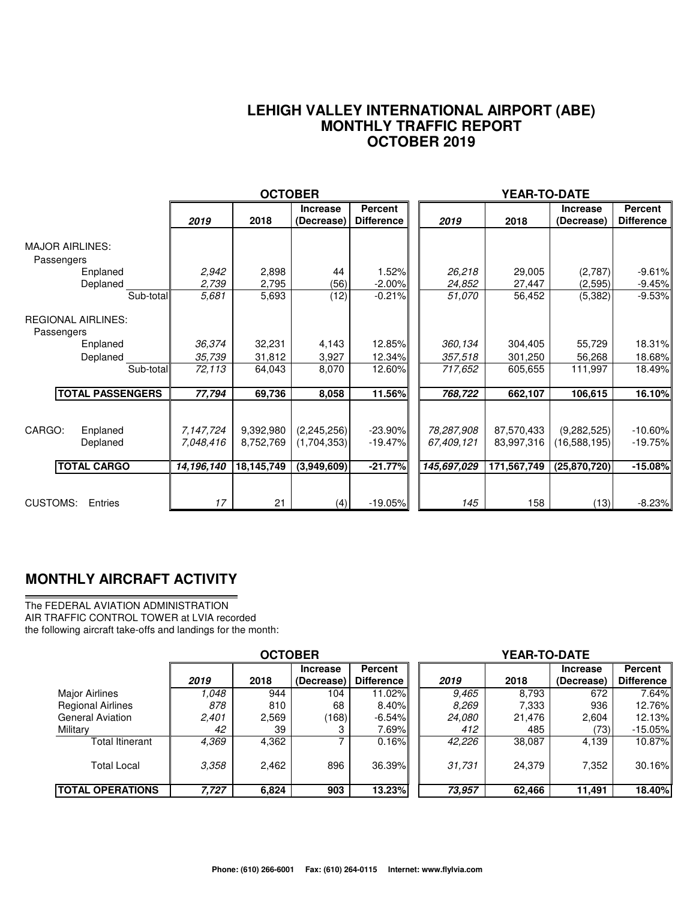# LEHIGH VALLEY INTERNATIONAL AIRPORT (ABE)
## MONTHLY TRAFFIC REPORT
## OCTOBER 2019

| | OCTOBER | | | | YEAR-TO-DATE | | | |
|---|---|---|---|---|---|---|---|---|
| | *2019* | 2018 | Increase (Decrease) | Percent Difference | *2019* | 2018 | Increase (Decrease) | Percent Difference |
| **MAJOR AIRLINES:** | | | | | | | | |
| Passengers | | | | | | | | |
| Enplaned | *2,942* | 2,898 | 44 | 1.52% | *26,218* | 29,005 | (2,787) | -9.61% |
| Deplaned | *2,739* | 2,795 | (56) | -2.00% | *24,852* | 27,447 | (2,595) | -9.45% |
| Sub-total | *5,681* | 5,693 | (12) | -0.21% | *51,070* | 56,452 | (5,382) | -9.53% |
| **REGIONAL AIRLINES:** | | | | | | | | |
| Passengers | | | | | | | | |
| Enplaned | *36,374* | 32,231 | 4,143 | 12.85% | *360,134* | 304,405 | 55,729 | 18.31% |
| Deplaned | *35,739* | 31,812 | 3,927 | 12.34% | *357,518* | 301,250 | 56,268 | 18.68% |
| Sub-total | *72,113* | 64,043 | 8,070 | 12.60% | *717,652* | 605,655 | 111,997 | 18.49% |
| **TOTAL PASSENGERS** | ***77,794*** | **69,736** | **8,058** | **11.56%** | ***768,722*** | **662,107** | **106,615** | **16.10%** |
| CARGO: Enplaned | *7,147,724* | 9,392,980 | (2,245,256) | -23.90% | *78,287,908* | 87,570,433 | (9,282,525) | -10.60% |
| Deplaned | *7,048,416* | 8,752,769 | (1,704,353) | -19.47% | *67,409,121* | 83,997,316 | (16,588,195) | -19.75% |
| **TOTAL CARGO** | ***14,196,140*** | **18,145,749** | **(3,949,609)** | **-21.77%** | ***145,697,029*** | **171,567,749** | **(25,870,720)** | **-15.08%** |
| CUSTOMS: Entries | *17* | 21 | (4) | -19.05% | *145* | 158 | (13) | -8.23% |

## MONTHLY AIRCRAFT ACTIVITY

The FEDERAL AVIATION ADMINISTRATION
AIR TRAFFIC CONTROL TOWER at LVIA recorded
the following aircraft take-offs and landings for the month:

| | OCTOBER | | | | YEAR-TO-DATE | | | |
|---|---|---|---|---|---|---|---|---|
| | *2019* | 2018 | Increase (Decrease) | Percent Difference | *2019* | 2018 | Increase (Decrease) | Percent Difference |
| Major Airlines | *1,048* | 944 | 104 | 11.02% | *9,465* | 8,793 | 672 | 7.64% |
| Regional Airlines | *878* | 810 | 68 | 8.40% | *8,269* | 7,333 | 936 | 12.76% |
| General Aviation | *2,401* | 2,569 | (168) | -6.54% | *24,080* | 21,476 | 2,604 | 12.13% |
| Military | *42* | 39 | 3 | 7.69% | *412* | 485 | (73) | -15.05% |
| Total Itinerant | *4,369* | 4,362 | 7 | 0.16% | *42,226* | 38,087 | 4,139 | 10.87% |
| Total Local | *3,358* | 2,462 | 896 | 36.39% | *31,731* | 24,379 | 7,352 | 30.16% |
| **TOTAL OPERATIONS** | ***7,727*** | **6,824** | **903** | **13.23%** | ***73,957*** | **62,466** | **11,491** | **18.40%** |

**Phone: (610) 266-6001 Fax: (610) 264-0115 Internet: www.flylvia.com**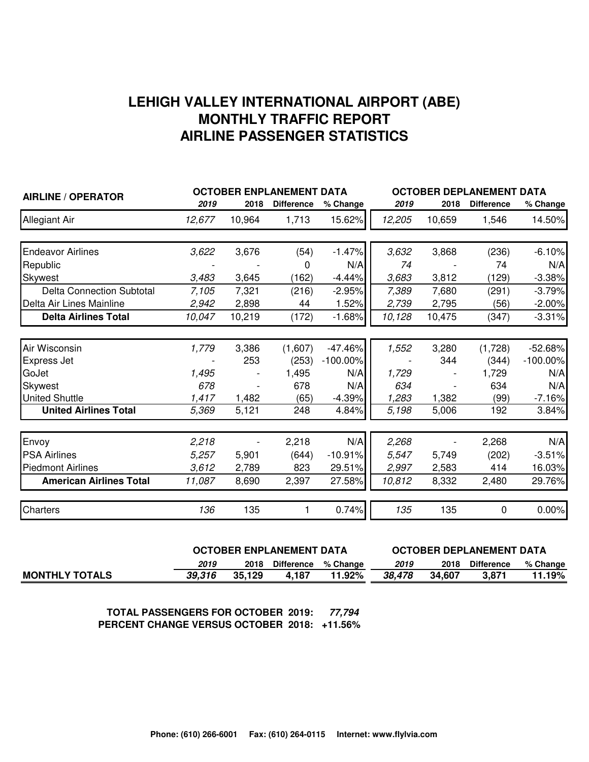# LEHIGH VALLEY INTERNATIONAL AIRPORT (ABE)
## MONTHLY TRAFFIC REPORT
## AIRLINE PASSENGER STATISTICS

| AIRLINE / OPERATOR | OCTOBER ENPLANEMENT DATA | | | | OCTOBER DEPLANEMENT DATA | | | |
|---|---|---|---|---|---|---|---|---|
| | *2019* | 2018 | Difference | % Change | *2019* | 2018 | Difference | % Change |
| Allegiant Air | *12,677* | 10,964 | 1,713 | 15.62% | *12,205* | 10,659 | 1,546 | 14.50% |
| Endeavor Airlines | *3,622* | 3,676 | (54) | -1.47% | *3,632* | 3,868 | (236) | -6.10% |
| Republic | - | - | 0 | N/A | *74* | - | 74 | N/A |
| Skywest | *3,483* | 3,645 | (162) | -4.44% | *3,683* | 3,812 | (129) | -3.38% |
| Delta Connection Subtotal | *7,105* | 7,321 | (216) | -2.95% | *7,389* | 7,680 | (291) | -3.79% |
| Delta Air Lines Mainline | *2,942* | 2,898 | 44 | 1.52% | *2,739* | 2,795 | (56) | -2.00% |
| **Delta Airlines Total** | *10,047* | 10,219 | (172) | -1.68% | *10,128* | 10,475 | (347) | -3.31% |
| Air Wisconsin | *1,779* | 3,386 | (1,607) | -47.46% | *1,552* | 3,280 | (1,728) | -52.68% |
| Express Jet | - | 253 | (253) | -100.00% | - | 344 | (344) | -100.00% |
| GoJet | *1,495* | - | 1,495 | N/A | *1,729* | - | 1,729 | N/A |
| Skywest | *678* | - | 678 | N/A | *634* | - | 634 | N/A |
| United Shuttle | *1,417* | 1,482 | (65) | -4.39% | *1,283* | 1,382 | (99) | -7.16% |
| **United Airlines Total** | *5,369* | 5,121 | 248 | 4.84% | *5,198* | 5,006 | 192 | 3.84% |
| Envoy | *2,218* | - | 2,218 | N/A | *2,268* | - | 2,268 | N/A |
| PSA Airlines | *5,257* | 5,901 | (644) | -10.91% | *5,547* | 5,749 | (202) | -3.51% |
| Piedmont Airlines | *3,612* | 2,789 | 823 | 29.51% | *2,997* | 2,583 | 414 | 16.03% |
| **American Airlines Total** | *11,087* | 8,690 | 2,397 | 27.58% | *10,812* | 8,332 | 2,480 | 29.76% |
| Charters | *136* | 135 | 1 | 0.74% | *135* | 135 | 0 | 0.00% |

| | OCTOBER ENPLANEMENT DATA | | | | OCTOBER DEPLANEMENT DATA | | | |
|---|---|---|---|---|---|---|---|---|
| | *2019* | 2018 | Difference | % Change | *2019* | 2018 | Difference | % Change |
| **MONTHLY TOTALS** | ***39,316*** | **35,129** | **4,187** | **11.92%** | ***38,478*** | **34,607** | **3,871** | **11.19%** |

**TOTAL PASSENGERS FOR OCTOBER 2019:** ***77,794***
**PERCENT CHANGE VERSUS OCTOBER 2018:** **+11.56%**

**Phone: (610) 266-6001 Fax: (610) 264-0115 Internet: www.flylvia.com**